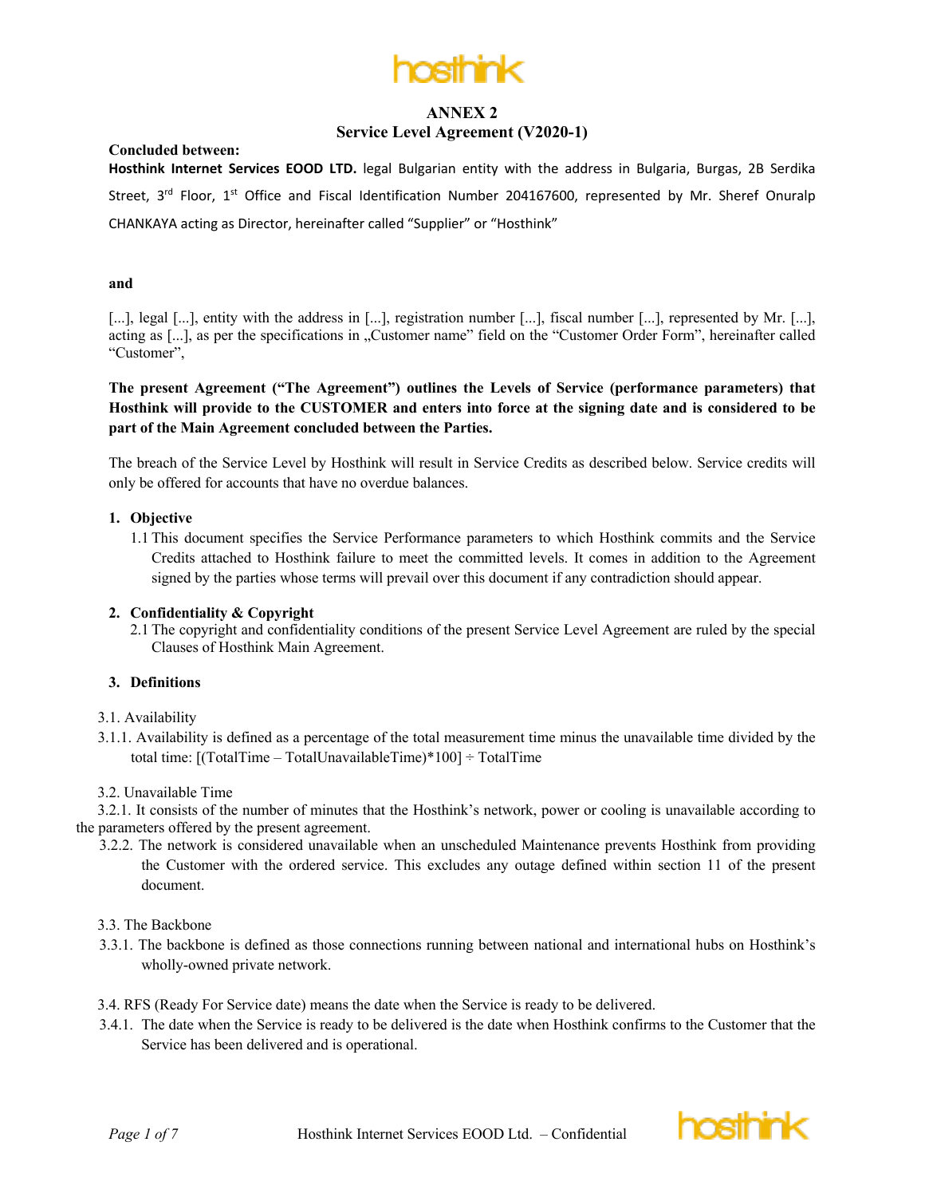# ANNEX 2
## Service Level Agreement (V2020-1)

**Concluded between:**

**Hosthink Internet Services EOOD LTD.** legal Bulgarian entity with the address in Bulgaria, Burgas, 2B Serdika Street, 3rd Floor, 1st Office and Fiscal Identification Number 204167600, represented by Mr. Sheref Onuralp CHANKAYA acting as Director, hereinafter called "Supplier" or "Hosthink"

**and**

[...], legal [...], entity with the address in [...], registration number [...], fiscal number [...], represented by Mr. [...], acting as [...], as per the specifications in „Customer name" field on the "Customer Order Form", hereinafter called "Customer",

**The present Agreement ("The Agreement") outlines the Levels of Service (performance parameters) that Hosthink will provide to the CUSTOMER and enters into force at the signing date and is considered to be part of the Main Agreement concluded between the Parties.**

The breach of the Service Level by Hosthink will result in Service Credits as described below. Service credits will only be offered for accounts that have no overdue balances.

### 1. Objective

1.1 This document specifies the Service Performance parameters to which Hosthink commits and the Service Credits attached to Hosthink failure to meet the committed levels. It comes in addition to the Agreement signed by the parties whose terms will prevail over this document if any contradiction should appear.

### 2. Confidentiality & Copyright

2.1 The copyright and confidentiality conditions of the present Service Level Agreement are ruled by the special Clauses of Hosthink Main Agreement.

### 3. Definitions

3.1. Availability

3.1.1. Availability is defined as a percentage of the total measurement time minus the unavailable time divided by the total time: [(TotalTime – TotalUnavailableTime)*100] ÷ TotalTime

3.2. Unavailable Time

3.2.1. It consists of the number of minutes that the Hosthink's network, power or cooling is unavailable according to the parameters offered by the present agreement.

3.2.2. The network is considered unavailable when an unscheduled Maintenance prevents Hosthink from providing the Customer with the ordered service. This excludes any outage defined within section 11 of the present document.

3.3. The Backbone

3.3.1. The backbone is defined as those connections running between national and international hubs on Hosthink's wholly-owned private network.

3.4. RFS (Ready For Service date) means the date when the Service is ready to be delivered.

3.4.1. The date when the Service is ready to be delivered is the date when Hosthink confirms to the Customer that the Service has been delivered and is operational.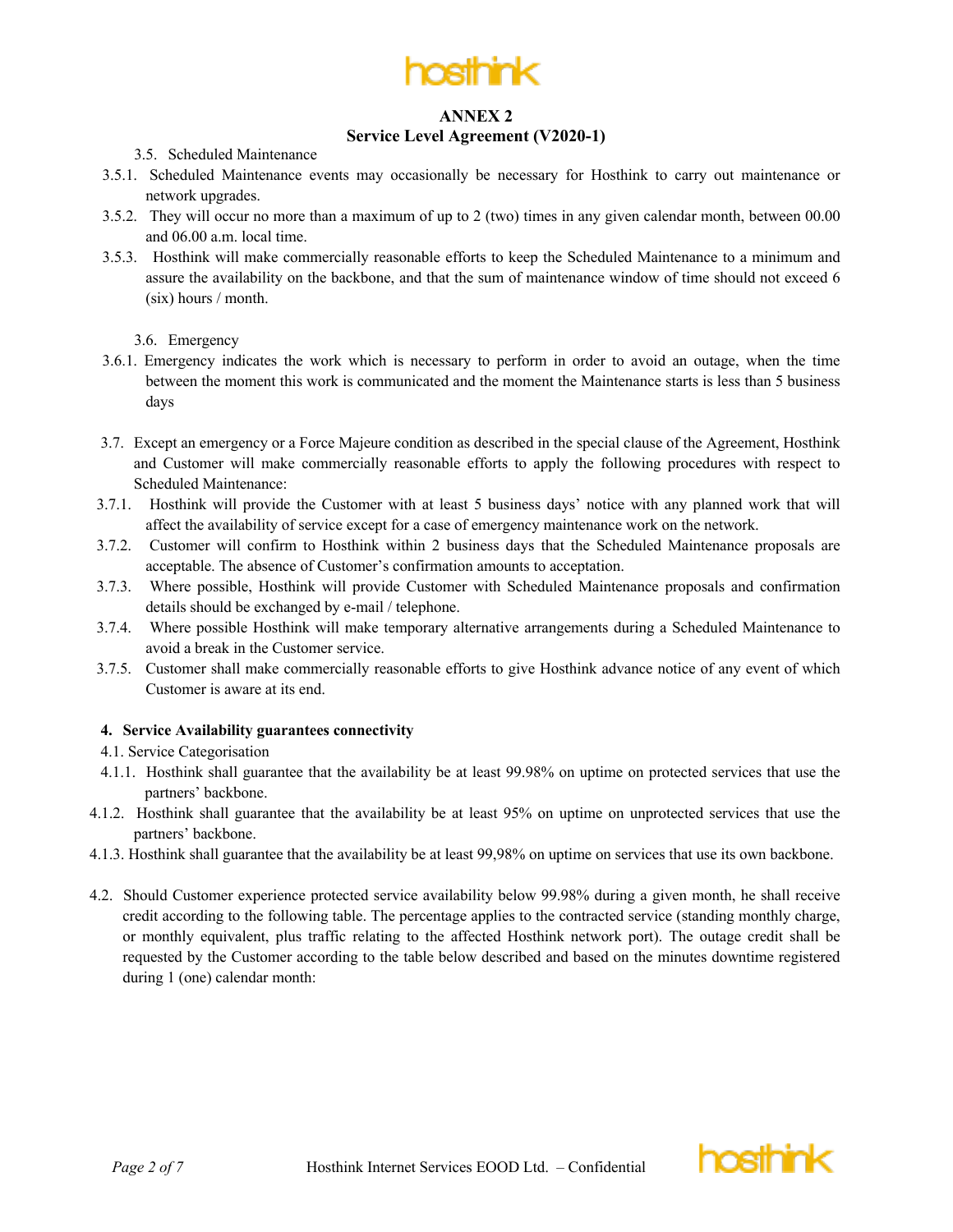## ANNEX 2
## Service Level Agreement (V2020-1)

3.5. Scheduled Maintenance

3.5.1. Scheduled Maintenance events may occasionally be necessary for Hosthink to carry out maintenance or network upgrades.

3.5.2. They will occur no more than a maximum of up to 2 (two) times in any given calendar month, between 00.00 and 06.00 a.m. local time.

3.5.3. Hosthink will make commercially reasonable efforts to keep the Scheduled Maintenance to a minimum and assure the availability on the backbone, and that the sum of maintenance window of time should not exceed 6 (six) hours / month.

3.6. Emergency

3.6.1. Emergency indicates the work which is necessary to perform in order to avoid an outage, when the time between the moment this work is communicated and the moment the Maintenance starts is less than 5 business days

3.7. Except an emergency or a Force Majeure condition as described in the special clause of the Agreement, Hosthink and Customer will make commercially reasonable efforts to apply the following procedures with respect to Scheduled Maintenance:

3.7.1. Hosthink will provide the Customer with at least 5 business days' notice with any planned work that will affect the availability of service except for a case of emergency maintenance work on the network.

3.7.2. Customer will confirm to Hosthink within 2 business days that the Scheduled Maintenance proposals are acceptable. The absence of Customer's confirmation amounts to acceptation.

3.7.3. Where possible, Hosthink will provide Customer with Scheduled Maintenance proposals and confirmation details should be exchanged by e-mail / telephone.

3.7.4. Where possible Hosthink will make temporary alternative arrangements during a Scheduled Maintenance to avoid a break in the Customer service.

3.7.5. Customer shall make commercially reasonable efforts to give Hosthink advance notice of any event of which Customer is aware at its end.

**4. Service Availability guarantees connectivity**

4.1. Service Categorisation

4.1.1. Hosthink shall guarantee that the availability be at least 99.98% on uptime on protected services that use the partners' backbone.

4.1.2. Hosthink shall guarantee that the availability be at least 95% on uptime on unprotected services that use the partners' backbone.

4.1.3. Hosthink shall guarantee that the availability be at least 99,98% on uptime on services that use its own backbone.

4.2. Should Customer experience protected service availability below 99.98% during a given month, he shall receive credit according to the following table. The percentage applies to the contracted service (standing monthly charge, or monthly equivalent, plus traffic relating to the affected Hosthink network port). The outage credit shall be requested by the Customer according to the table below described and based on the minutes downtime registered during 1 (one) calendar month: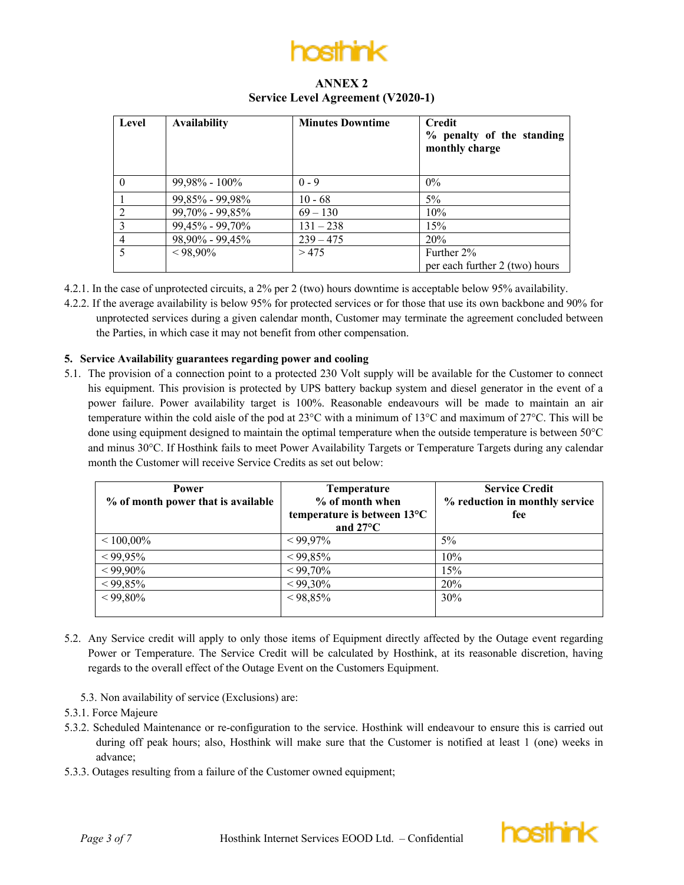# ANNEX 2
## Service Level Agreement (V2020-1)

| Level | Availability | Minutes Downtime | Credit<br>% penalty of the standing monthly charge |
|---|---|---|---|
| 0 | 99,98% - 100% | 0 - 9 | 0% |
| 1 | 99,85% - 99,98% | 10 - 68 | 5% |
| 2 | 99,70% - 99,85% | 69 – 130 | 10% |
| 3 | 99,45% - 99,70% | 131 – 238 | 15% |
| 4 | 98,90% - 99,45% | 239 – 475 | 20% |
| 5 | < 98,90% | > 475 | Further 2%<br>per each further 2 (two) hours |

4.2.1. In the case of unprotected circuits, a 2% per 2 (two) hours downtime is acceptable below 95% availability.

4.2.2. If the average availability is below 95% for protected services or for those that use its own backbone and 90% for unprotected services during a given calendar month, Customer may terminate the agreement concluded between the Parties, in which case it may not benefit from other compensation.

**5. Service Availability guarantees regarding power and cooling**

5.1. The provision of a connection point to a protected 230 Volt supply will be available for the Customer to connect his equipment. This provision is protected by UPS battery backup system and diesel generator in the event of a power failure. Power availability target is 100%. Reasonable endeavours will be made to maintain an air temperature within the cold aisle of the pod at 23°C with a minimum of 13°C and maximum of 27°C. This will be done using equipment designed to maintain the optimal temperature when the outside temperature is between 50°C and minus 30°C. If Hosthink fails to meet Power Availability Targets or Temperature Targets during any calendar month the Customer will receive Service Credits as set out below:

| Power<br>% of month power that is available | Temperature<br>% of month when temperature is between 13°C and 27°C | Service Credit<br>% reduction in monthly service fee |
|---|---|---|
| < 100,00% | < 99,97% | 5% |
| < 99,95% | < 99,85% | 10% |
| < 99,90% | < 99,70% | 15% |
| < 99,85% | < 99,30% | 20% |
| < 99,80% | < 98,85% | 30% |

5.2. Any Service credit will apply to only those items of Equipment directly affected by the Outage event regarding Power or Temperature. The Service Credit will be calculated by Hosthink, at its reasonable discretion, having regards to the overall effect of the Outage Event on the Customers Equipment.

5.3. Non availability of service (Exclusions) are:

5.3.1. Force Majeure

5.3.2. Scheduled Maintenance or re-configuration to the service. Hosthink will endeavour to ensure this is carried out during off peak hours; also, Hosthink will make sure that the Customer is notified at least 1 (one) weeks in advance;

5.3.3. Outages resulting from a failure of the Customer owned equipment;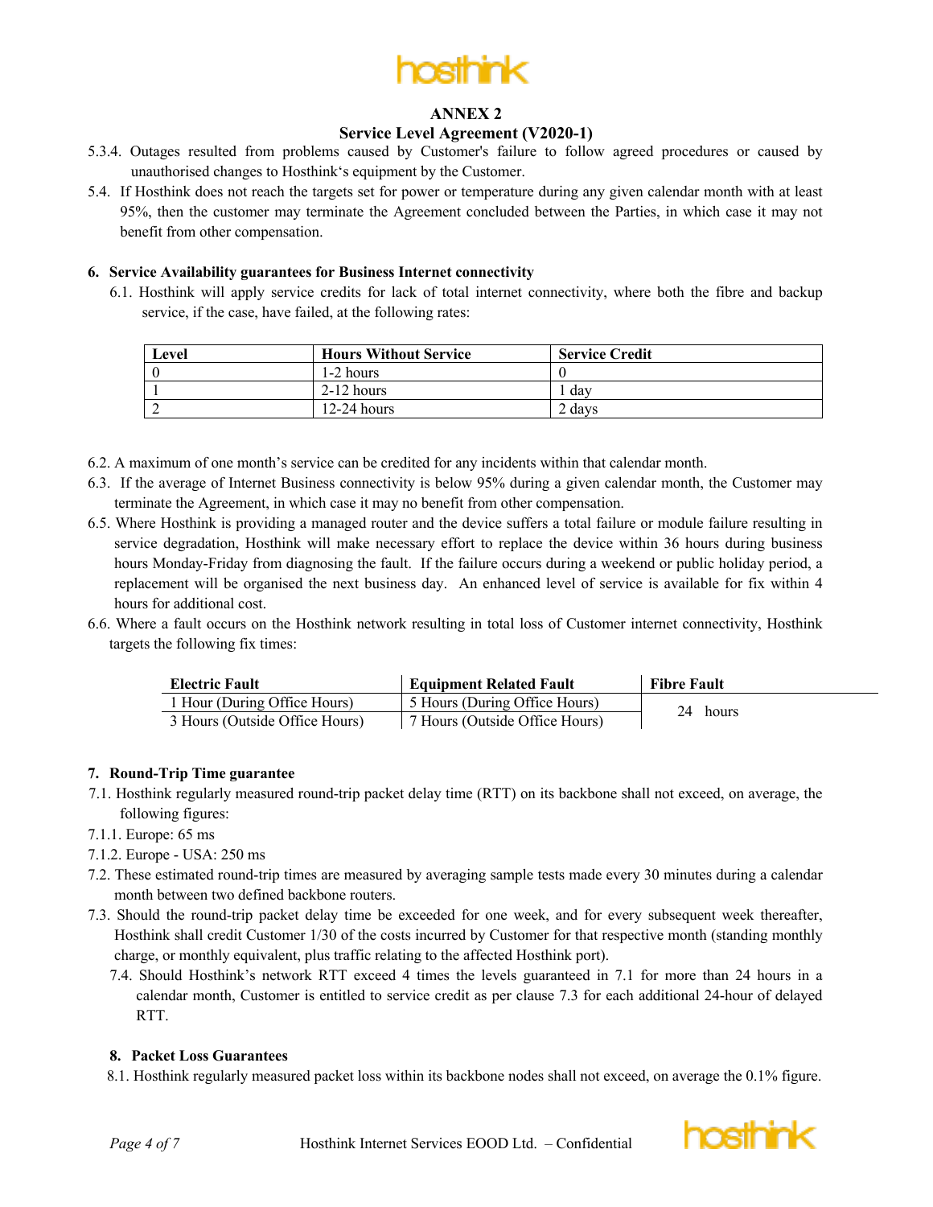# ANNEX 2

## Service Level Agreement (V2020-1)

5.3.4. Outages resulted from problems caused by Customer's failure to follow agreed procedures or caused by unauthorised changes to Hosthink's equipment by the Customer.

5.4. If Hosthink does not reach the targets set for power or temperature during any given calendar month with at least 95%, then the customer may terminate the Agreement concluded between the Parties, in which case it may not benefit from other compensation.

### 6. Service Availability guarantees for Business Internet connectivity

6.1. Hosthink will apply service credits for lack of total internet connectivity, where both the fibre and backup service, if the case, have failed, at the following rates:

| Level | Hours Without Service | Service Credit |
|---|---|---|
| 0 | 1-2 hours | 0 |
| 1 | 2-12 hours | 1 day |
| 2 | 12-24 hours | 2 days |

6.2. A maximum of one month's service can be credited for any incidents within that calendar month.

6.3. If the average of Internet Business connectivity is below 95% during a given calendar month, the Customer may terminate the Agreement, in which case it may no benefit from other compensation.

6.5. Where Hosthink is providing a managed router and the device suffers a total failure or module failure resulting in service degradation, Hosthink will make necessary effort to replace the device within 36 hours during business hours Monday-Friday from diagnosing the fault. If the failure occurs during a weekend or public holiday period, a replacement will be organised the next business day. An enhanced level of service is available for fix within 4 hours for additional cost.

6.6. Where a fault occurs on the Hosthink network resulting in total loss of Customer internet connectivity, Hosthink targets the following fix times:

| Electric Fault | Equipment Related Fault | Fibre Fault |
|---|---|---|
| 1 Hour (During Office Hours) | 5 Hours (During Office Hours) | 24 hours |
| 3 Hours (Outside Office Hours) | 7 Hours (Outside Office Hours) | |

### 7. Round-Trip Time guarantee

7.1. Hosthink regularly measured round-trip packet delay time (RTT) on its backbone shall not exceed, on average, the following figures:

7.1.1. Europe: 65 ms

7.1.2. Europe - USA: 250 ms

7.2. These estimated round-trip times are measured by averaging sample tests made every 30 minutes during a calendar month between two defined backbone routers.

7.3. Should the round-trip packet delay time be exceeded for one week, and for every subsequent week thereafter, Hosthink shall credit Customer 1/30 of the costs incurred by Customer for that respective month (standing monthly charge, or monthly equivalent, plus traffic relating to the affected Hosthink port).

7.4. Should Hosthink's network RTT exceed 4 times the levels guaranteed in 7.1 for more than 24 hours in a calendar month, Customer is entitled to service credit as per clause 7.3 for each additional 24-hour of delayed RTT.

### 8. Packet Loss Guarantees

8.1. Hosthink regularly measured packet loss within its backbone nodes shall not exceed, on average the 0.1% figure.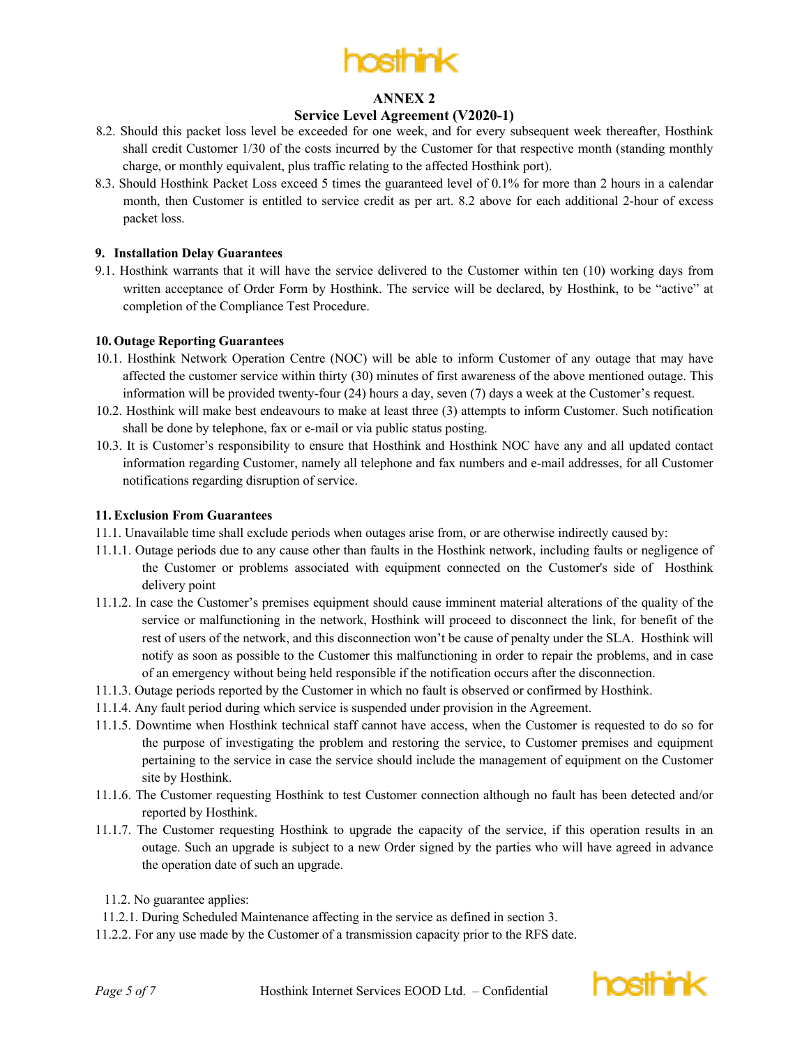# ANNEX 2

## Service Level Agreement (V2020-1)

8.2. Should this packet loss level be exceeded for one week, and for every subsequent week thereafter, Hosthink shall credit Customer 1/30 of the costs incurred by the Customer for that respective month (standing monthly charge, or monthly equivalent, plus traffic relating to the affected Hosthink port).

8.3. Should Hosthink Packet Loss exceed 5 times the guaranteed level of 0.1% for more than 2 hours in a calendar month, then Customer is entitled to service credit as per art. 8.2 above for each additional 2-hour of excess packet loss.

### 9. Installation Delay Guarantees

9.1. Hosthink warrants that it will have the service delivered to the Customer within ten (10) working days from written acceptance of Order Form by Hosthink. The service will be declared, by Hosthink, to be "active" at completion of the Compliance Test Procedure.

### 10. Outage Reporting Guarantees

10.1. Hosthink Network Operation Centre (NOC) will be able to inform Customer of any outage that may have affected the customer service within thirty (30) minutes of first awareness of the above mentioned outage. This information will be provided twenty-four (24) hours a day, seven (7) days a week at the Customer's request.

10.2. Hosthink will make best endeavours to make at least three (3) attempts to inform Customer. Such notification shall be done by telephone, fax or e-mail or via public status posting.

10.3. It is Customer's responsibility to ensure that Hosthink and Hosthink NOC have any and all updated contact information regarding Customer, namely all telephone and fax numbers and e-mail addresses, for all Customer notifications regarding disruption of service.

### 11. Exclusion From Guarantees

11.1. Unavailable time shall exclude periods when outages arise from, or are otherwise indirectly caused by:

11.1.1. Outage periods due to any cause other than faults in the Hosthink network, including faults or negligence of the Customer or problems associated with equipment connected on the Customer's side of Hosthink delivery point

11.1.2. In case the Customer's premises equipment should cause imminent material alterations of the quality of the service or malfunctioning in the network, Hosthink will proceed to disconnect the link, for benefit of the rest of users of the network, and this disconnection won't be cause of penalty under the SLA. Hosthink will notify as soon as possible to the Customer this malfunctioning in order to repair the problems, and in case of an emergency without being held responsible if the notification occurs after the disconnection.

11.1.3. Outage periods reported by the Customer in which no fault is observed or confirmed by Hosthink.

11.1.4. Any fault period during which service is suspended under provision in the Agreement.

11.1.5. Downtime when Hosthink technical staff cannot have access, when the Customer is requested to do so for the purpose of investigating the problem and restoring the service, to Customer premises and equipment pertaining to the service in case the service should include the management of equipment on the Customer site by Hosthink.

11.1.6. The Customer requesting Hosthink to test Customer connection although no fault has been detected and/or reported by Hosthink.

11.1.7. The Customer requesting Hosthink to upgrade the capacity of the service, if this operation results in an outage. Such an upgrade is subject to a new Order signed by the parties who will have agreed in advance the operation date of such an upgrade.

11.2. No guarantee applies:

11.2.1. During Scheduled Maintenance affecting in the service as defined in section 3.

11.2.2. For any use made by the Customer of a transmission capacity prior to the RFS date.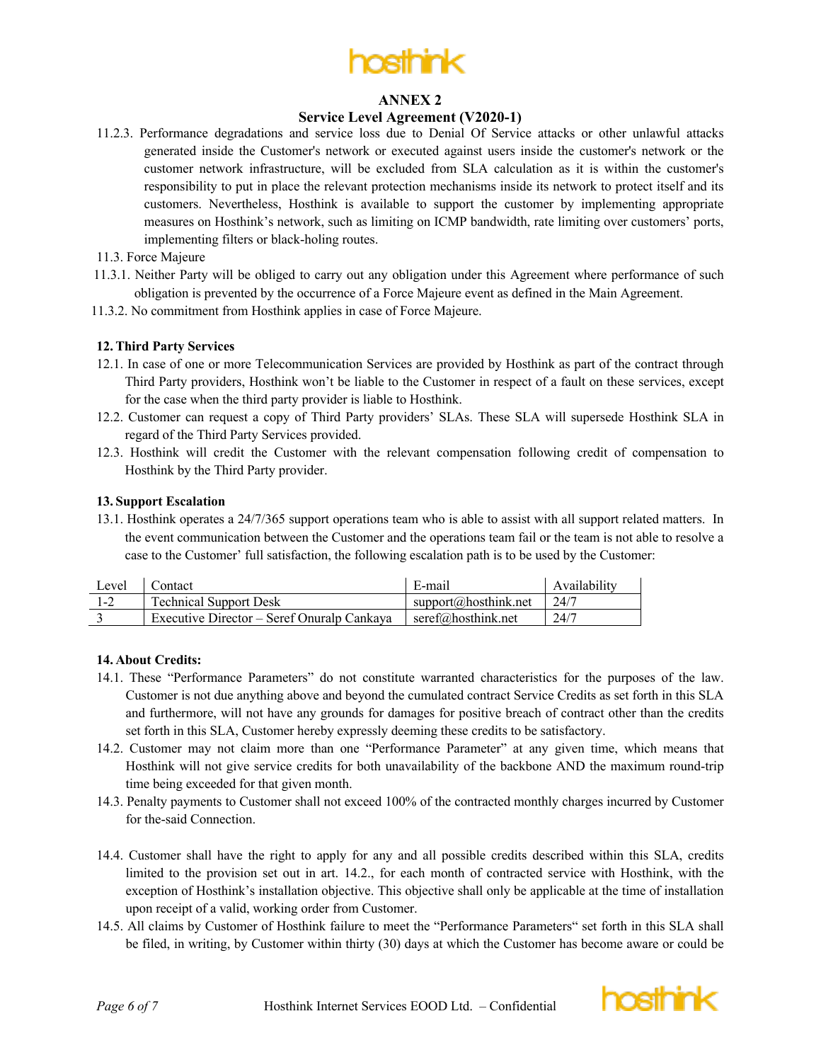## ANNEX 2

## Service Level Agreement (V2020-1)

11.2.3. Performance degradations and service loss due to Denial Of Service attacks or other unlawful attacks generated inside the Customer's network or executed against users inside the customer's network or the customer network infrastructure, will be excluded from SLA calculation as it is within the customer's responsibility to put in place the relevant protection mechanisms inside its network to protect itself and its customers. Nevertheless, Hosthink is available to support the customer by implementing appropriate measures on Hosthink's network, such as limiting on ICMP bandwidth, rate limiting over customers' ports, implementing filters or black-holing routes.

11.3. Force Majeure

11.3.1. Neither Party will be obliged to carry out any obligation under this Agreement where performance of such obligation is prevented by the occurrence of a Force Majeure event as defined in the Main Agreement.

11.3.2. No commitment from Hosthink applies in case of Force Majeure.

**12. Third Party Services**

12.1. In case of one or more Telecommunication Services are provided by Hosthink as part of the contract through Third Party providers, Hosthink won't be liable to the Customer in respect of a fault on these services, except for the case when the third party provider is liable to Hosthink.

12.2. Customer can request a copy of Third Party providers' SLAs. These SLA will supersede Hosthink SLA in regard of the Third Party Services provided.

12.3. Hosthink will credit the Customer with the relevant compensation following credit of compensation to Hosthink by the Third Party provider.

**13. Support Escalation**

13.1. Hosthink operates a 24/7/365 support operations team who is able to assist with all support related matters. In the event communication between the Customer and the operations team fail or the team is not able to resolve a case to the Customer' full satisfaction, the following escalation path is to be used by the Customer:

| Level | Contact | E-mail | Availability |
|---|---|---|---|
| 1-2 | Technical Support Desk | support@hosthink.net | 24/7 |
| 3 | Executive Director – Seref Onuralp Cankaya | seref@hosthink.net | 24/7 |

**14. About Credits:**

14.1. These "Performance Parameters" do not constitute warranted characteristics for the purposes of the law. Customer is not due anything above and beyond the cumulated contract Service Credits as set forth in this SLA and furthermore, will not have any grounds for damages for positive breach of contract other than the credits set forth in this SLA, Customer hereby expressly deeming these credits to be satisfactory.

14.2. Customer may not claim more than one "Performance Parameter" at any given time, which means that Hosthink will not give service credits for both unavailability of the backbone AND the maximum round-trip time being exceeded for that given month.

14.3. Penalty payments to Customer shall not exceed 100% of the contracted monthly charges incurred by Customer for the-said Connection.

14.4. Customer shall have the right to apply for any and all possible credits described within this SLA, credits limited to the provision set out in art. 14.2., for each month of contracted service with Hosthink, with the exception of Hosthink's installation objective. This objective shall only be applicable at the time of installation upon receipt of a valid, working order from Customer.

14.5. All claims by Customer of Hosthink failure to meet the "Performance Parameters" set forth in this SLA shall be filed, in writing, by Customer within thirty (30) days at which the Customer has become aware or could be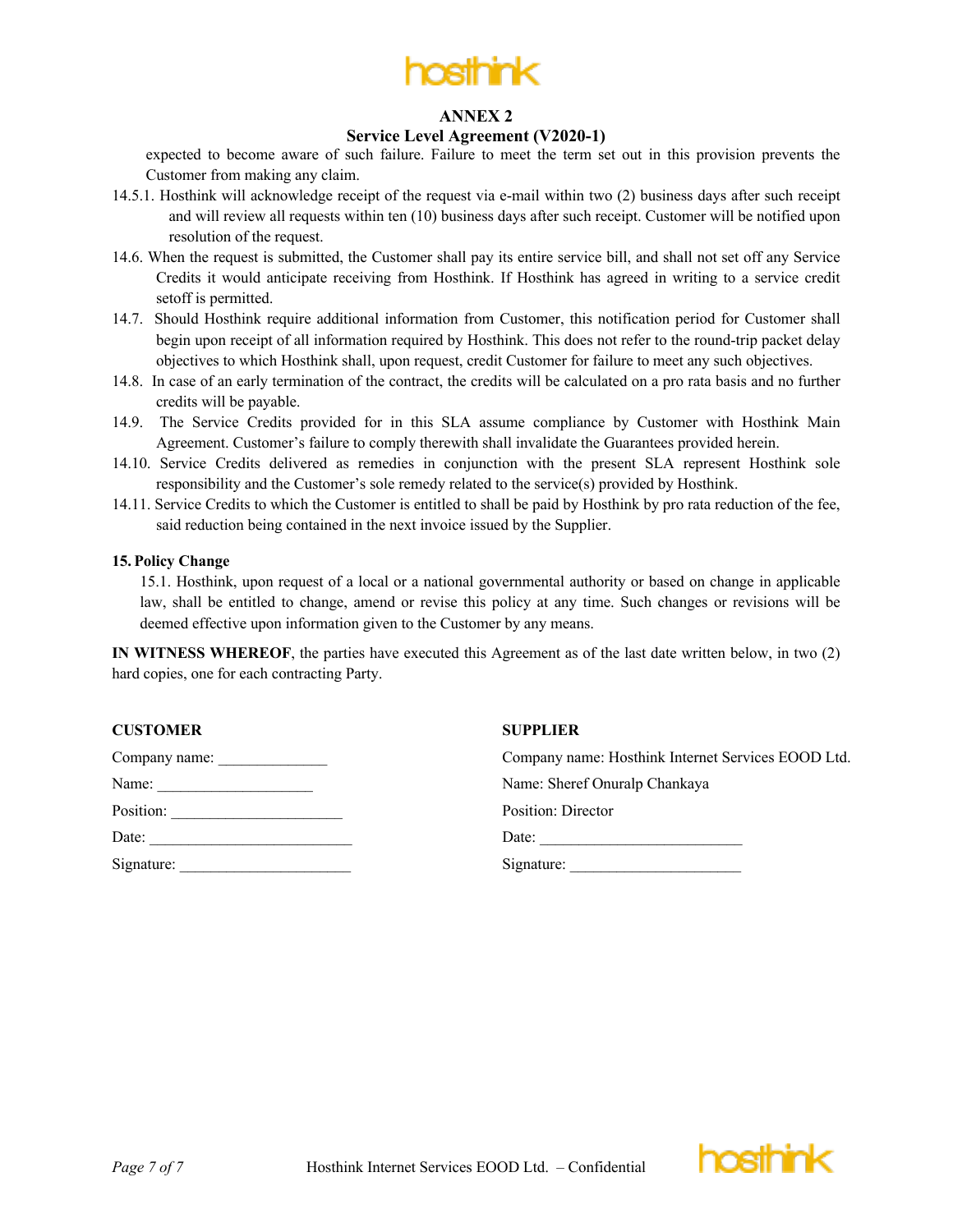## ANNEX 2

## Service Level Agreement (V2020-1)

expected to become aware of such failure. Failure to meet the term set out in this provision prevents the Customer from making any claim.

14.5.1. Hosthink will acknowledge receipt of the request via e-mail within two (2) business days after such receipt and will review all requests within ten (10) business days after such receipt. Customer will be notified upon resolution of the request.

14.6. When the request is submitted, the Customer shall pay its entire service bill, and shall not set off any Service Credits it would anticipate receiving from Hosthink. If Hosthink has agreed in writing to a service credit setoff is permitted.

14.7. Should Hosthink require additional information from Customer, this notification period for Customer shall begin upon receipt of all information required by Hosthink. This does not refer to the round-trip packet delay objectives to which Hosthink shall, upon request, credit Customer for failure to meet any such objectives.

14.8. In case of an early termination of the contract, the credits will be calculated on a pro rata basis and no further credits will be payable.

14.9. The Service Credits provided for in this SLA assume compliance by Customer with Hosthink Main Agreement. Customer's failure to comply therewith shall invalidate the Guarantees provided herein.

14.10. Service Credits delivered as remedies in conjunction with the present SLA represent Hosthink sole responsibility and the Customer's sole remedy related to the service(s) provided by Hosthink.

14.11. Service Credits to which the Customer is entitled to shall be paid by Hosthink by pro rata reduction of the fee, said reduction being contained in the next invoice issued by the Supplier.

**15. Policy Change**

15.1. Hosthink, upon request of a local or a national governmental authority or based on change in applicable law, shall be entitled to change, amend or revise this policy at any time. Such changes or revisions will be deemed effective upon information given to the Customer by any means.

**IN WITNESS WHEREOF**, the parties have executed this Agreement as of the last date written below, in two (2) hard copies, one for each contracting Party.

**CUSTOMER**

Company name: ______________

Name: ____________________

Position: ______________________

Date: __________________________

Signature: ______________________

**SUPPLIER**

Company name: Hosthink Internet Services EOOD Ltd.

Name: Sheref Onuralp Chankaya

Position: Director

Date: __________________________

Signature: ______________________